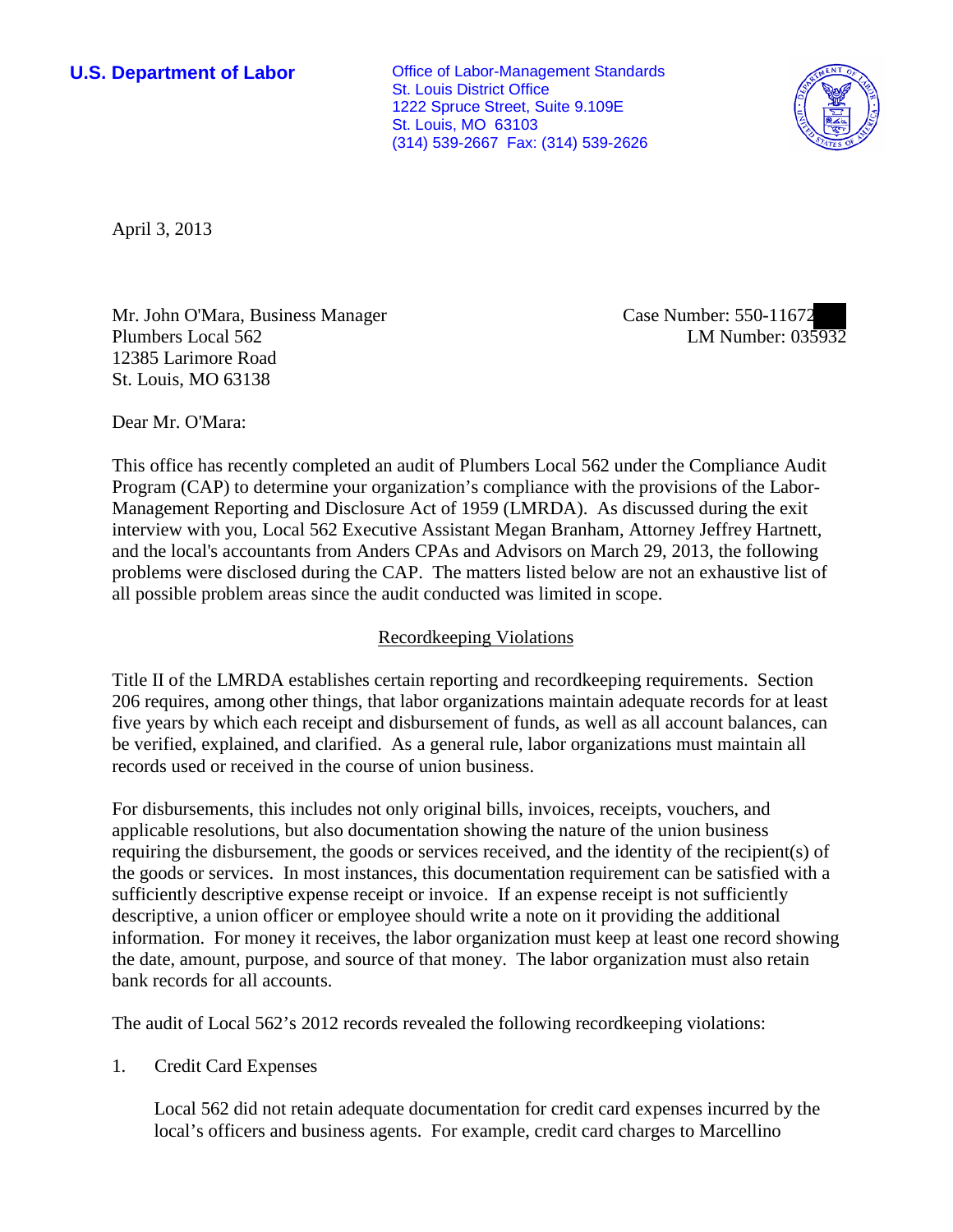**U.S. Department of Labor**

Office of Labor-Management Standards
St. Louis District Office
1222 Spruce Street, Suite 9.109E
St. Louis, MO 63103
(314) 539-2667 Fax: (314) 539-2626

April 3, 2013

Mr. John O'Mara, Business Manager
Plumbers Local 562
12385 Larimore Road
St. Louis, MO 63138

Case Number: 550-11672
LM Number: 035932

Dear Mr. O'Mara:

This office has recently completed an audit of Plumbers Local 562 under the Compliance Audit Program (CAP) to determine your organization's compliance with the provisions of the Labor-Management Reporting and Disclosure Act of 1959 (LMRDA). As discussed during the exit interview with you, Local 562 Executive Assistant Megan Branham, Attorney Jeffrey Hartnett, and the local's accountants from Anders CPAs and Advisors on March 29, 2013, the following problems were disclosed during the CAP. The matters listed below are not an exhaustive list of all possible problem areas since the audit conducted was limited in scope.

## Recordkeeping Violations

Title II of the LMRDA establishes certain reporting and recordkeeping requirements. Section 206 requires, among other things, that labor organizations maintain adequate records for at least five years by which each receipt and disbursement of funds, as well as all account balances, can be verified, explained, and clarified. As a general rule, labor organizations must maintain all records used or received in the course of union business.

For disbursements, this includes not only original bills, invoices, receipts, vouchers, and applicable resolutions, but also documentation showing the nature of the union business requiring the disbursement, the goods or services received, and the identity of the recipient(s) of the goods or services. In most instances, this documentation requirement can be satisfied with a sufficiently descriptive expense receipt or invoice. If an expense receipt is not sufficiently descriptive, a union officer or employee should write a note on it providing the additional information. For money it receives, the labor organization must keep at least one record showing the date, amount, purpose, and source of that money. The labor organization must also retain bank records for all accounts.

The audit of Local 562's 2012 records revealed the following recordkeeping violations:

1. Credit Card Expenses

   Local 562 did not retain adequate documentation for credit card expenses incurred by the local's officers and business agents. For example, credit card charges to Marcellino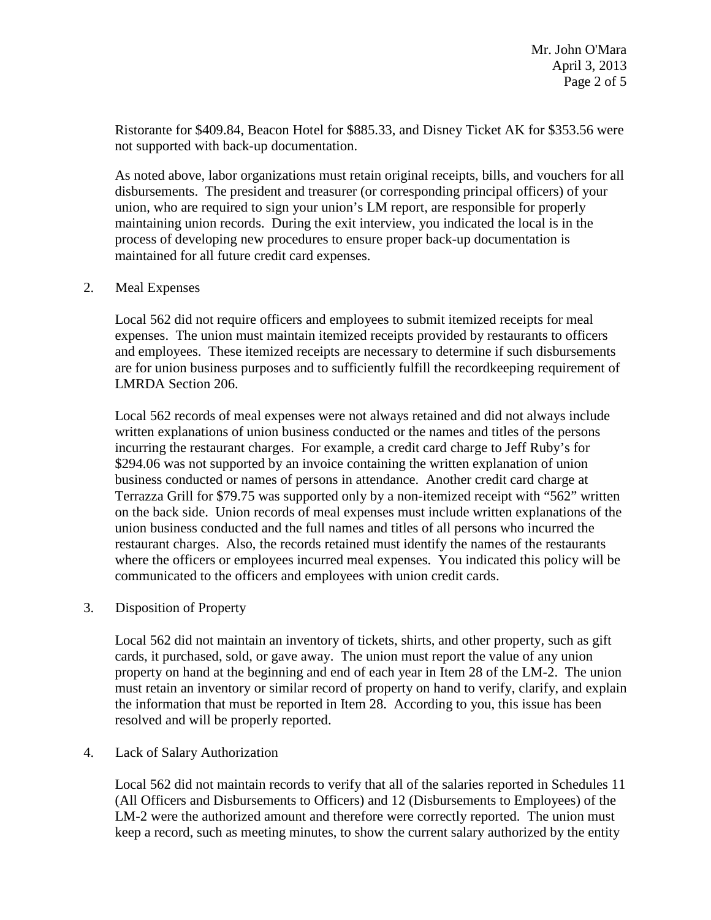Ristorante for $409.84, Beacon Hotel for $885.33, and Disney Ticket AK for $353.56 were not supported with back-up documentation.

As noted above, labor organizations must retain original receipts, bills, and vouchers for all disbursements. The president and treasurer (or corresponding principal officers) of your union, who are required to sign your union's LM report, are responsible for properly maintaining union records. During the exit interview, you indicated the local is in the process of developing new procedures to ensure proper back-up documentation is maintained for all future credit card expenses.

2. Meal Expenses

   Local 562 did not require officers and employees to submit itemized receipts for meal expenses. The union must maintain itemized receipts provided by restaurants to officers and employees. These itemized receipts are necessary to determine if such disbursements are for union business purposes and to sufficiently fulfill the recordkeeping requirement of LMRDA Section 206.

   Local 562 records of meal expenses were not always retained and did not always include written explanations of union business conducted or the names and titles of the persons incurring the restaurant charges. For example, a credit card charge to Jeff Ruby's for $294.06 was not supported by an invoice containing the written explanation of union business conducted or names of persons in attendance. Another credit card charge at Terrazza Grill for $79.75 was supported only by a non-itemized receipt with "562" written on the back side. Union records of meal expenses must include written explanations of the union business conducted and the full names and titles of all persons who incurred the restaurant charges. Also, the records retained must identify the names of the restaurants where the officers or employees incurred meal expenses. You indicated this policy will be communicated to the officers and employees with union credit cards.

3. Disposition of Property

   Local 562 did not maintain an inventory of tickets, shirts, and other property, such as gift cards, it purchased, sold, or gave away. The union must report the value of any union property on hand at the beginning and end of each year in Item 28 of the LM-2. The union must retain an inventory or similar record of property on hand to verify, clarify, and explain the information that must be reported in Item 28. According to you, this issue has been resolved and will be properly reported.

4. Lack of Salary Authorization

   Local 562 did not maintain records to verify that all of the salaries reported in Schedules 11 (All Officers and Disbursements to Officers) and 12 (Disbursements to Employees) of the LM-2 were the authorized amount and therefore were correctly reported. The union must keep a record, such as meeting minutes, to show the current salary authorized by the entity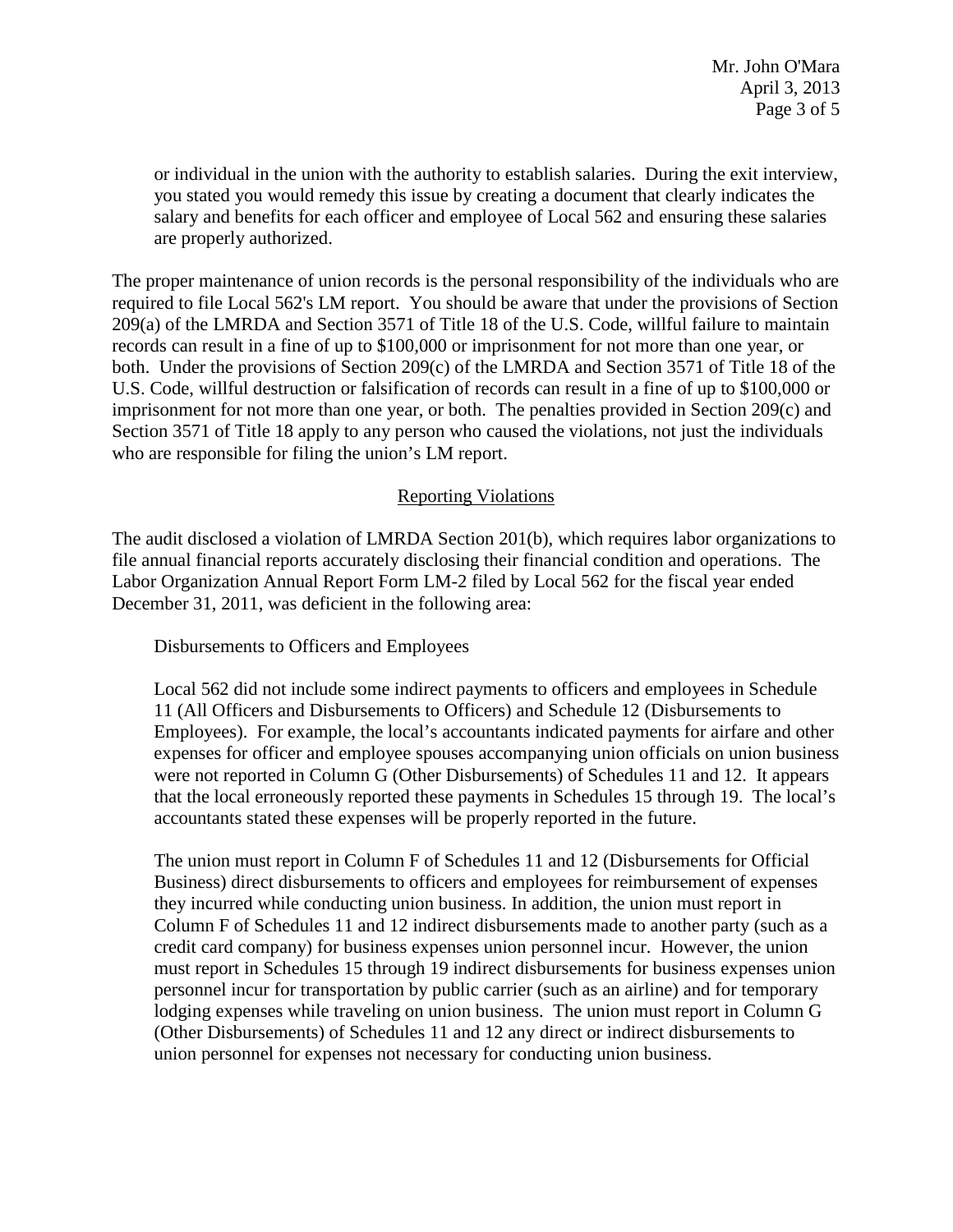or individual in the union with the authority to establish salaries. During the exit interview, you stated you would remedy this issue by creating a document that clearly indicates the salary and benefits for each officer and employee of Local 562 and ensuring these salaries are properly authorized.

The proper maintenance of union records is the personal responsibility of the individuals who are required to file Local 562's LM report. You should be aware that under the provisions of Section 209(a) of the LMRDA and Section 3571 of Title 18 of the U.S. Code, willful failure to maintain records can result in a fine of up to $100,000 or imprisonment for not more than one year, or both. Under the provisions of Section 209(c) of the LMRDA and Section 3571 of Title 18 of the U.S. Code, willful destruction or falsification of records can result in a fine of up to $100,000 or imprisonment for not more than one year, or both. The penalties provided in Section 209(c) and Section 3571 of Title 18 apply to any person who caused the violations, not just the individuals who are responsible for filing the union's LM report.

## Reporting Violations

The audit disclosed a violation of LMRDA Section 201(b), which requires labor organizations to file annual financial reports accurately disclosing their financial condition and operations. The Labor Organization Annual Report Form LM-2 filed by Local 562 for the fiscal year ended December 31, 2011, was deficient in the following area:

Disbursements to Officers and Employees

Local 562 did not include some indirect payments to officers and employees in Schedule 11 (All Officers and Disbursements to Officers) and Schedule 12 (Disbursements to Employees). For example, the local's accountants indicated payments for airfare and other expenses for officer and employee spouses accompanying union officials on union business were not reported in Column G (Other Disbursements) of Schedules 11 and 12. It appears that the local erroneously reported these payments in Schedules 15 through 19. The local's accountants stated these expenses will be properly reported in the future.

The union must report in Column F of Schedules 11 and 12 (Disbursements for Official Business) direct disbursements to officers and employees for reimbursement of expenses they incurred while conducting union business. In addition, the union must report in Column F of Schedules 11 and 12 indirect disbursements made to another party (such as a credit card company) for business expenses union personnel incur. However, the union must report in Schedules 15 through 19 indirect disbursements for business expenses union personnel incur for transportation by public carrier (such as an airline) and for temporary lodging expenses while traveling on union business. The union must report in Column G (Other Disbursements) of Schedules 11 and 12 any direct or indirect disbursements to union personnel for expenses not necessary for conducting union business.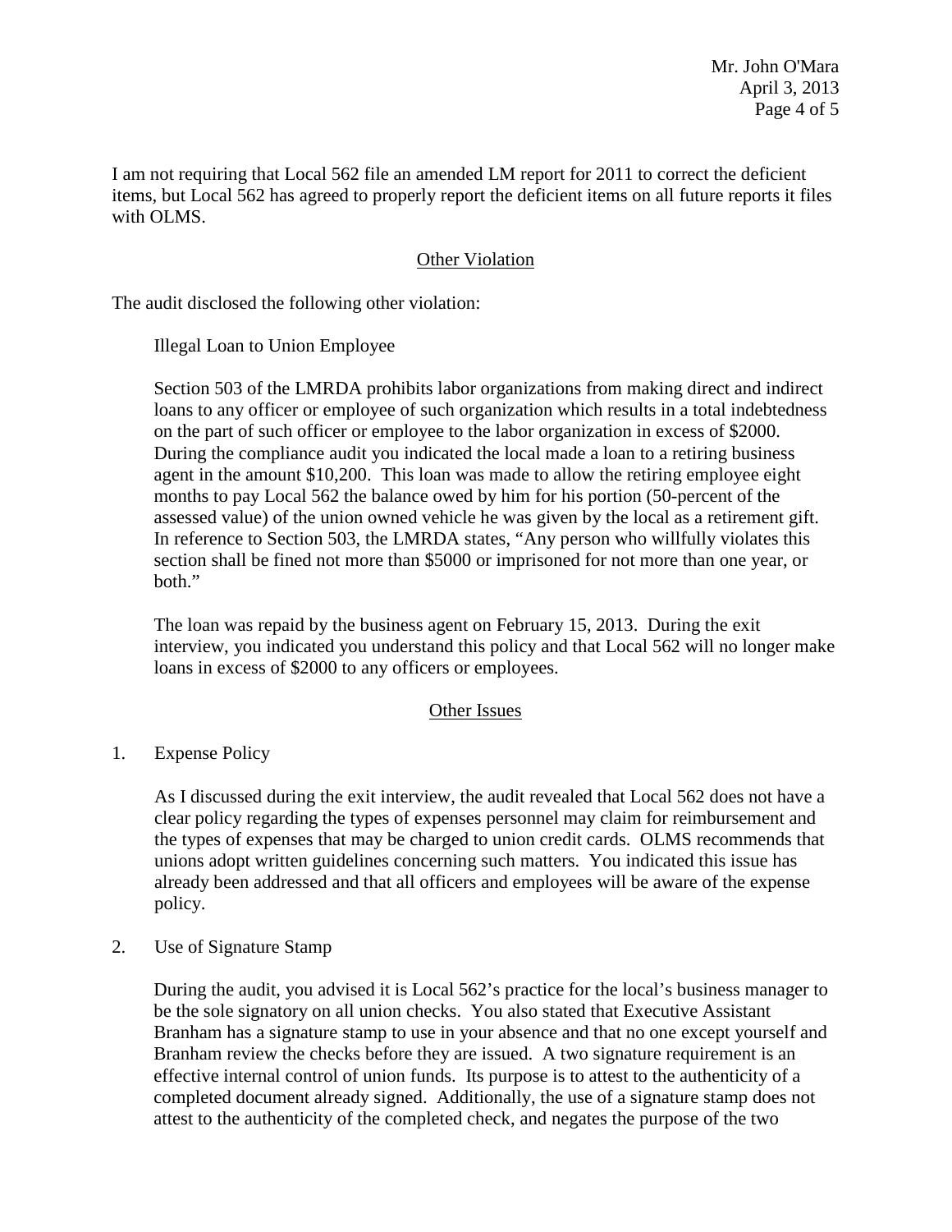I am not requiring that Local 562 file an amended LM report for 2011 to correct the deficient items, but Local 562 has agreed to properly report the deficient items on all future reports it files with OLMS.

## Other Violation

The audit disclosed the following other violation:

Illegal Loan to Union Employee

Section 503 of the LMRDA prohibits labor organizations from making direct and indirect loans to any officer or employee of such organization which results in a total indebtedness on the part of such officer or employee to the labor organization in excess of $2000. During the compliance audit you indicated the local made a loan to a retiring business agent in the amount $10,200. This loan was made to allow the retiring employee eight months to pay Local 562 the balance owed by him for his portion (50-percent of the assessed value) of the union owned vehicle he was given by the local as a retirement gift. In reference to Section 503, the LMRDA states, "Any person who willfully violates this section shall be fined not more than $5000 or imprisoned for not more than one year, or both."

The loan was repaid by the business agent on February 15, 2013. During the exit interview, you indicated you understand this policy and that Local 562 will no longer make loans in excess of $2000 to any officers or employees.

## Other Issues

1. Expense Policy

   As I discussed during the exit interview, the audit revealed that Local 562 does not have a clear policy regarding the types of expenses personnel may claim for reimbursement and the types of expenses that may be charged to union credit cards. OLMS recommends that unions adopt written guidelines concerning such matters. You indicated this issue has already been addressed and that all officers and employees will be aware of the expense policy.

2. Use of Signature Stamp

   During the audit, you advised it is Local 562's practice for the local's business manager to be the sole signatory on all union checks. You also stated that Executive Assistant Branham has a signature stamp to use in your absence and that no one except yourself and Branham review the checks before they are issued. A two signature requirement is an effective internal control of union funds. Its purpose is to attest to the authenticity of a completed document already signed. Additionally, the use of a signature stamp does not attest to the authenticity of the completed check, and negates the purpose of the two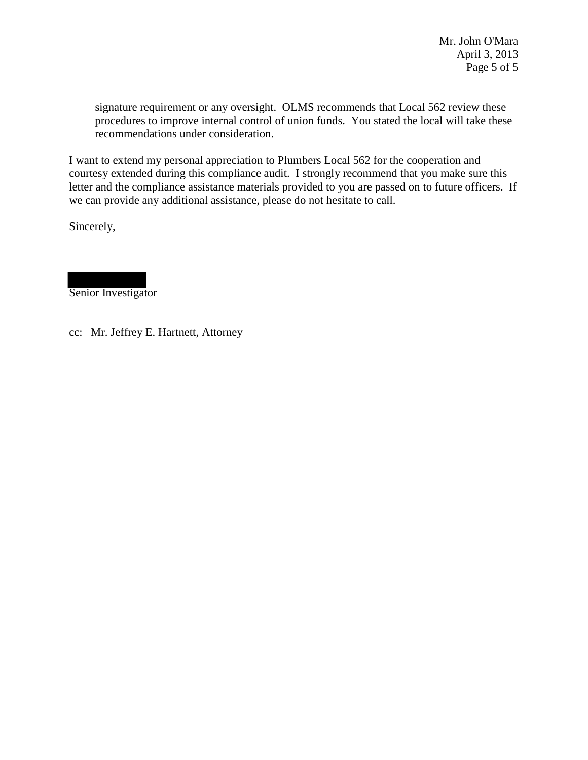signature requirement or any oversight. OLMS recommends that Local 562 review these procedures to improve internal control of union funds. You stated the local will take these recommendations under consideration.

I want to extend my personal appreciation to Plumbers Local 562 for the cooperation and courtesy extended during this compliance audit. I strongly recommend that you make sure this letter and the compliance assistance materials provided to you are passed on to future officers. If we can provide any additional assistance, please do not hesitate to call.

Sincerely,

Senior Investigator

cc: Mr. Jeffrey E. Hartnett, Attorney